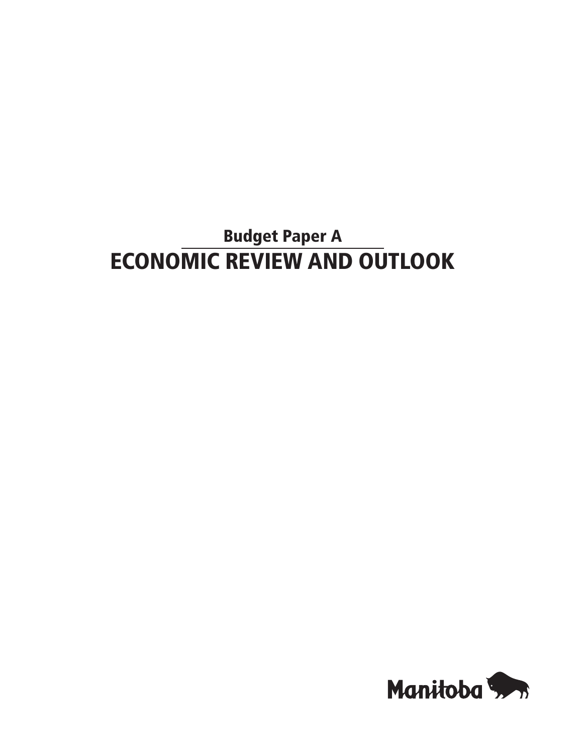## Budget Paper A

# ECONOMIC REVIEW AND OUTLOOK

Manitoba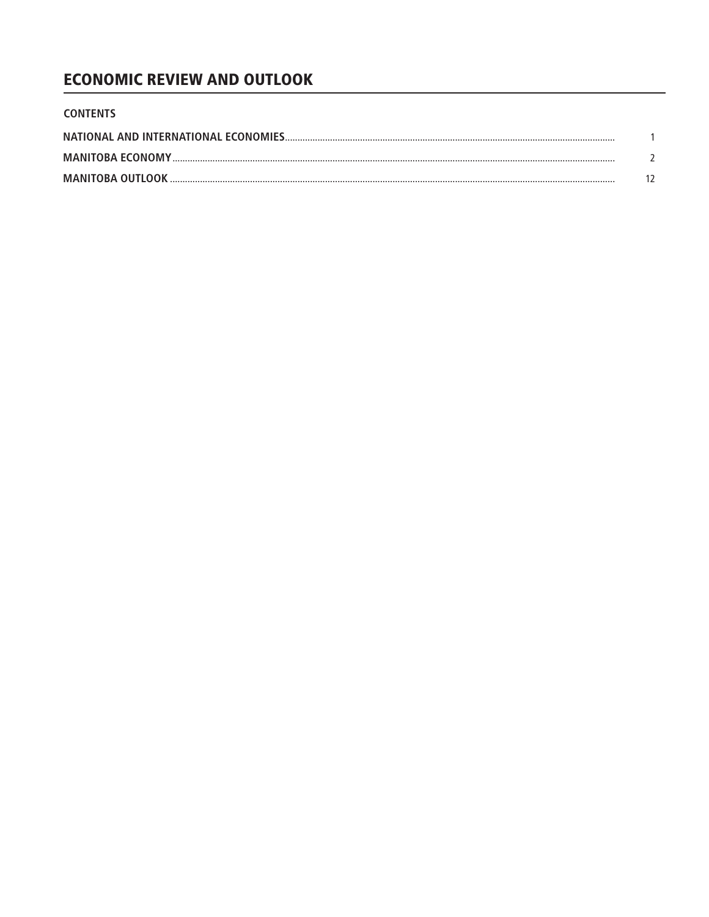# ECONOMIC REVIEW AND OUTLOOK

## CONTENTS

| | |
|---|---|
| **NATIONAL AND INTERNATIONAL ECONOMIES** | 1 |
| **MANITOBA ECONOMY** | 2 |
| **MANITOBA OUTLOOK** | 12 |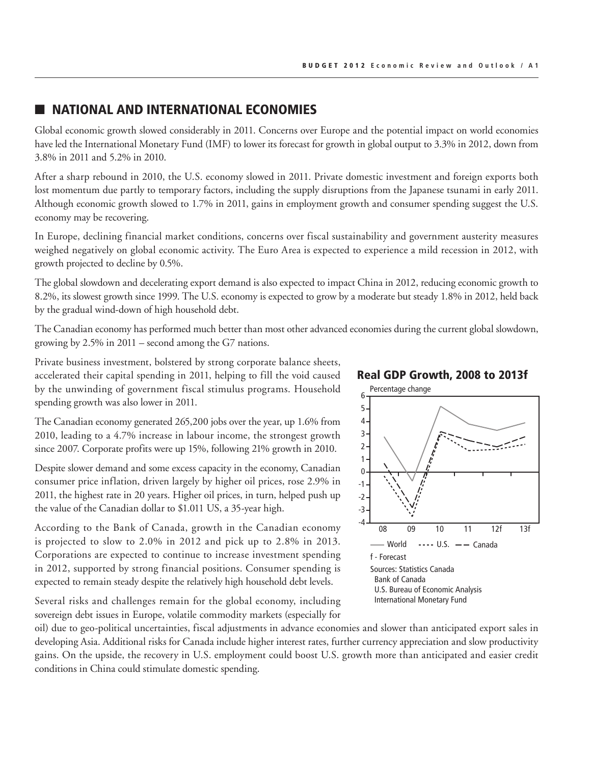## NATIONAL AND INTERNATIONAL ECONOMIES

Global economic growth slowed considerably in 2011. Concerns over Europe and the potential impact on world economies have led the International Monetary Fund (IMF) to lower its forecast for growth in global output to 3.3% in 2012, down from 3.8% in 2011 and 5.2% in 2010.

After a sharp rebound in 2010, the U.S. economy slowed in 2011. Private domestic investment and foreign exports both lost momentum due partly to temporary factors, including the supply disruptions from the Japanese tsunami in early 2011. Although economic growth slowed to 1.7% in 2011, gains in employment growth and consumer spending suggest the U.S. economy may be recovering.

In Europe, declining financial market conditions, concerns over fiscal sustainability and government austerity measures weighed negatively on global economic activity. The Euro Area is expected to experience a mild recession in 2012, with growth projected to decline by 0.5%.

The global slowdown and decelerating export demand is also expected to impact China in 2012, reducing economic growth to 8.2%, its slowest growth since 1999. The U.S. economy is expected to grow by a moderate but steady 1.8% in 2012, held back by the gradual wind-down of high household debt.

The Canadian economy has performed much better than most other advanced economies during the current global slowdown, growing by 2.5% in 2011 – second among the G7 nations.

Private business investment, bolstered by strong corporate balance sheets, accelerated their capital spending in 2011, helping to fill the void caused by the unwinding of government fiscal stimulus programs. Household spending growth was also lower in 2011.

The Canadian economy generated 265,200 jobs over the year, up 1.6% from 2010, leading to a 4.7% increase in labour income, the strongest growth since 2007. Corporate profits were up 15%, following 21% growth in 2010.

Despite slower demand and some excess capacity in the economy, Canadian consumer price inflation, driven largely by higher oil prices, rose 2.9% in 2011, the highest rate in 20 years. Higher oil prices, in turn, helped push up the value of the Canadian dollar to $1.011 US, a 35-year high.

According to the Bank of Canada, growth in the Canadian economy is projected to slow to 2.0% in 2012 and pick up to 2.8% in 2013. Corporations are expected to continue to increase investment spending in 2012, supported by strong financial positions. Consumer spending is expected to remain steady despite the relatively high household debt levels.

**Real GDP Growth, 2008 to 2013f**

Percentage change

World ---- U.S. — — Canada

f - Forecast

Sources: Statistics Canada
Bank of Canada
U.S. Bureau of Economic Analysis
International Monetary Fund

Several risks and challenges remain for the global economy, including sovereign debt issues in Europe, volatile commodity markets (especially for oil) due to geo-political uncertainties, fiscal adjustments in advance economies and slower than anticipated export sales in developing Asia. Additional risks for Canada include higher interest rates, further currency appreciation and slow productivity gains. On the upside, the recovery in U.S. employment could boost U.S. growth more than anticipated and easier credit conditions in China could stimulate domestic spending.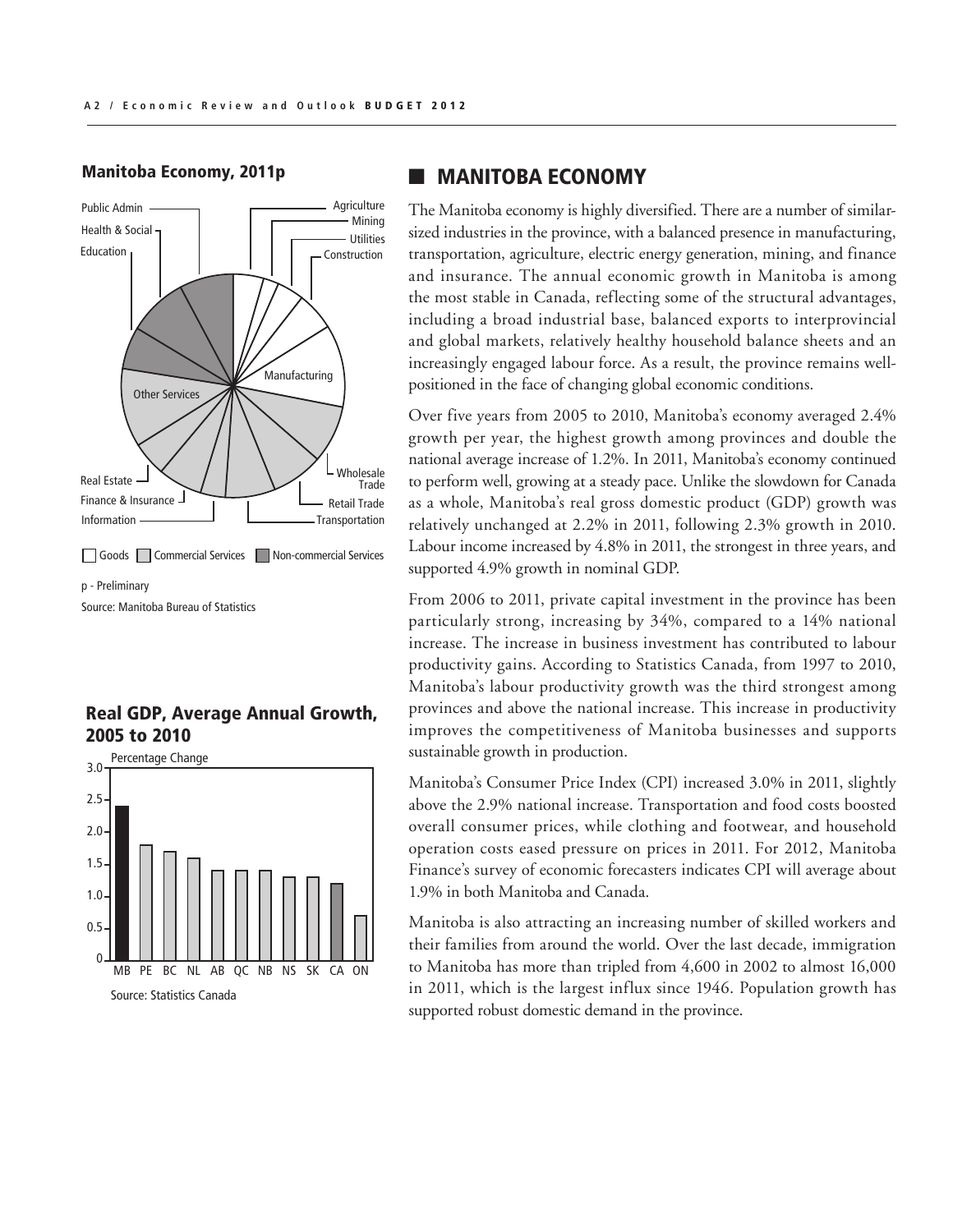## Manitoba Economy, 2011p

Public Admin, Health & Social, Education, Agriculture, Mining, Utilities, Construction, Manufacturing, Other Services, Wholesale Trade, Retail Trade, Transportation, Real Estate, Finance & Insurance, Information

Goods | Commercial Services | Non-commercial Services

p - Preliminary

Source: Manitoba Bureau of Statistics

## Real GDP, Average Annual Growth, 2005 to 2010

Percentage Change

| Province | Percentage Change |
|---|---|
| MB | 2.4 |
| PE | 1.8 |
| BC | 1.7 |
| NL | 1.6 |
| AB | 1.4 |
| QC | 1.4 |
| NB | 1.4 |
| NS | 1.3 |
| SK | 1.3 |
| CA | 1.2 |
| ON | 0.7 |

Source: Statistics Canada

## MANITOBA ECONOMY

The Manitoba economy is highly diversified. There are a number of similar-sized industries in the province, with a balanced presence in manufacturing, transportation, agriculture, electric energy generation, mining, and finance and insurance. The annual economic growth in Manitoba is among the most stable in Canada, reflecting some of the structural advantages, including a broad industrial base, balanced exports to interprovincial and global markets, relatively healthy household balance sheets and an increasingly engaged labour force. As a result, the province remains well-positioned in the face of changing global economic conditions.

Over five years from 2005 to 2010, Manitoba's economy averaged 2.4% growth per year, the highest growth among provinces and double the national average increase of 1.2%. In 2011, Manitoba's economy continued to perform well, growing at a steady pace. Unlike the slowdown for Canada as a whole, Manitoba's real gross domestic product (GDP) growth was relatively unchanged at 2.2% in 2011, following 2.3% growth in 2010. Labour income increased by 4.8% in 2011, the strongest in three years, and supported 4.9% growth in nominal GDP.

From 2006 to 2011, private capital investment in the province has been particularly strong, increasing by 34%, compared to a 14% national increase. The increase in business investment has contributed to labour productivity gains. According to Statistics Canada, from 1997 to 2010, Manitoba's labour productivity growth was the third strongest among provinces and above the national increase. This increase in productivity improves the competitiveness of Manitoba businesses and supports sustainable growth in production.

Manitoba's Consumer Price Index (CPI) increased 3.0% in 2011, slightly above the 2.9% national increase. Transportation and food costs boosted overall consumer prices, while clothing and footwear, and household operation costs eased pressure on prices in 2011. For 2012, Manitoba Finance's survey of economic forecasters indicates CPI will average about 1.9% in both Manitoba and Canada.

Manitoba is also attracting an increasing number of skilled workers and their families from around the world. Over the last decade, immigration to Manitoba has more than tripled from 4,600 in 2002 to almost 16,000 in 2011, which is the largest influx since 1946. Population growth has supported robust domestic demand in the province.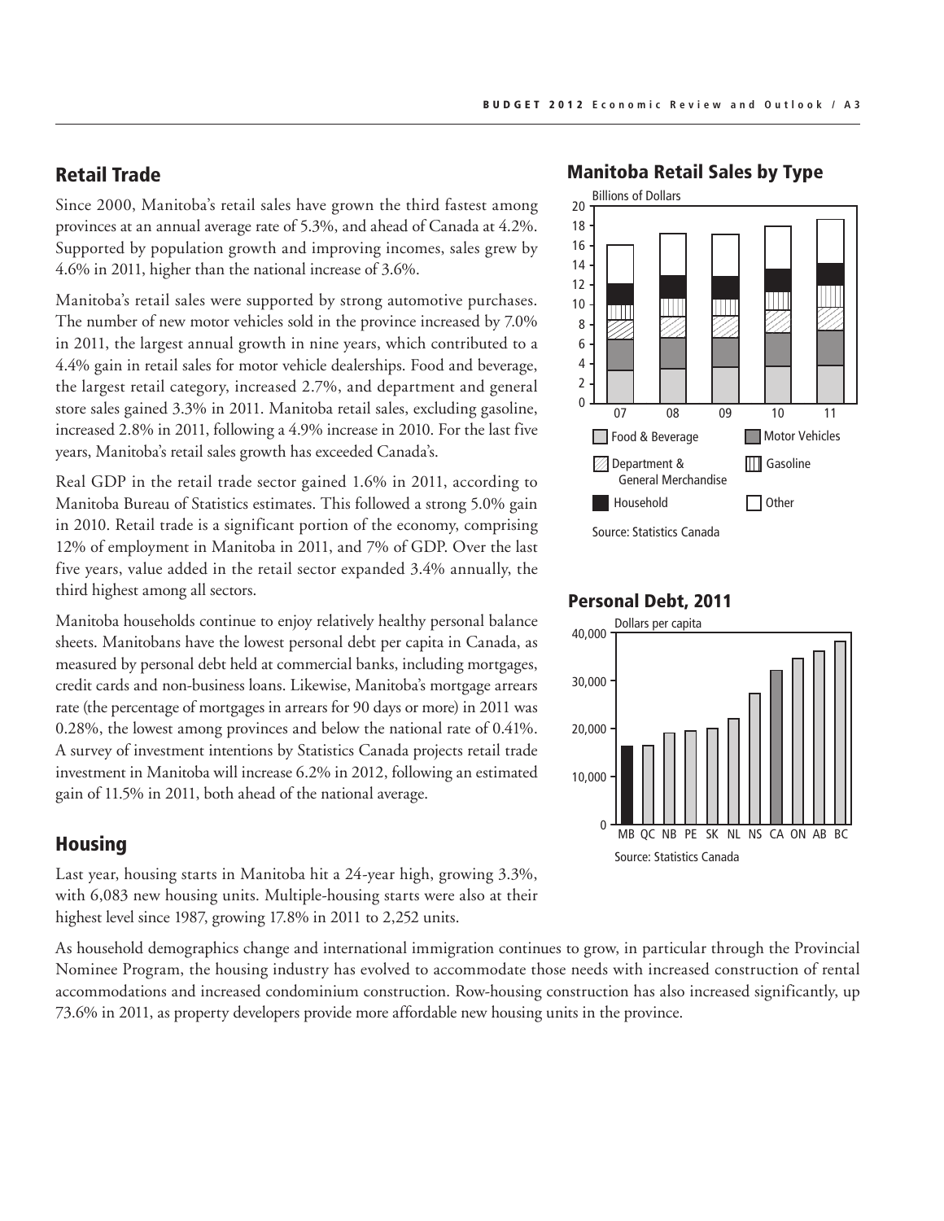## Retail Trade

Since 2000, Manitoba's retail sales have grown the third fastest among provinces at an annual average rate of 5.3%, and ahead of Canada at 4.2%. Supported by population growth and improving incomes, sales grew by 4.6% in 2011, higher than the national increase of 3.6%.

Manitoba's retail sales were supported by strong automotive purchases. The number of new motor vehicles sold in the province increased by 7.0% in 2011, the largest annual growth in nine years, which contributed to a 4.4% gain in retail sales for motor vehicle dealerships. Food and beverage, the largest retail category, increased 2.7%, and department and general store sales gained 3.3% in 2011. Manitoba retail sales, excluding gasoline, increased 2.8% in 2011, following a 4.9% increase in 2010. For the last five years, Manitoba's retail sales growth has exceeded Canada's.

Real GDP in the retail trade sector gained 1.6% in 2011, according to Manitoba Bureau of Statistics estimates. This followed a strong 5.0% gain in 2010. Retail trade is a significant portion of the economy, comprising 12% of employment in Manitoba in 2011, and 7% of GDP. Over the last five years, value added in the retail sector expanded 3.4% annually, the third highest among all sectors.

Manitoba households continue to enjoy relatively healthy personal balance sheets. Manitobans have the lowest personal debt per capita in Canada, as measured by personal debt held at commercial banks, including mortgages, credit cards and non-business loans. Likewise, Manitoba's mortgage arrears rate (the percentage of mortgages in arrears for 90 days or more) in 2011 was 0.28%, the lowest among provinces and below the national rate of 0.41%. A survey of investment intentions by Statistics Canada projects retail trade investment in Manitoba will increase 6.2% in 2012, following an estimated gain of 11.5% in 2011, both ahead of the national average.

### Manitoba Retail Sales by Type

Billions of Dollars

Food & Beverage | Motor Vehicles | Department & General Merchandise | Gasoline | Household | Other

Source: Statistics Canada

### Personal Debt, 2011

Dollars per capita

MB QC NB PE SK NL NS CA ON AB BC

Source: Statistics Canada

## Housing

Last year, housing starts in Manitoba hit a 24-year high, growing 3.3%, with 6,083 new housing units. Multiple-housing starts were also at their highest level since 1987, growing 17.8% in 2011 to 2,252 units.

As household demographics change and international immigration continues to grow, in particular through the Provincial Nominee Program, the housing industry has evolved to accommodate those needs with increased construction of rental accommodations and increased condominium construction. Row-housing construction has also increased significantly, up 73.6% in 2011, as property developers provide more affordable new housing units in the province.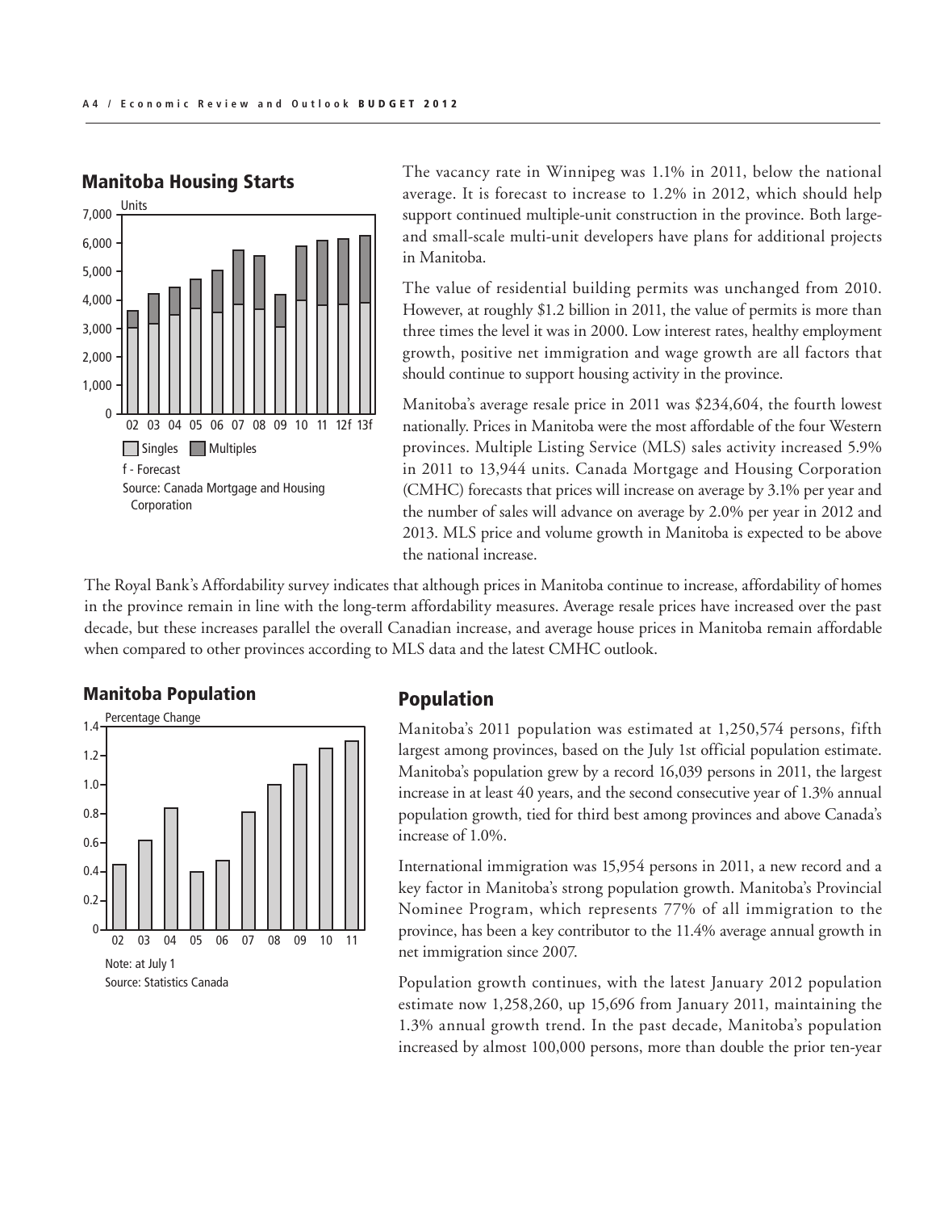## Manitoba Housing Starts

Units

Singles | Multiples

f - Forecast

Source: Canada Mortgage and Housing Corporation

The vacancy rate in Winnipeg was 1.1% in 2011, below the national average. It is forecast to increase to 1.2% in 2012, which should help support continued multiple-unit construction in the province. Both large- and small-scale multi-unit developers have plans for additional projects in Manitoba.

The value of residential building permits was unchanged from 2010. However, at roughly $1.2 billion in 2011, the value of permits is more than three times the level it was in 2000. Low interest rates, healthy employment growth, positive net immigration and wage growth are all factors that should continue to support housing activity in the province.

Manitoba's average resale price in 2011 was $234,604, the fourth lowest nationally. Prices in Manitoba were the most affordable of the four Western provinces. Multiple Listing Service (MLS) sales activity increased 5.9% in 2011 to 13,944 units. Canada Mortgage and Housing Corporation (CMHC) forecasts that prices will increase on average by 3.1% per year and the number of sales will advance on average by 2.0% per year in 2012 and 2013. MLS price and volume growth in Manitoba is expected to be above the national increase.

The Royal Bank's Affordability survey indicates that although prices in Manitoba continue to increase, affordability of homes in the province remain in line with the long-term affordability measures. Average resale prices have increased over the past decade, but these increases parallel the overall Canadian increase, and average house prices in Manitoba remain affordable when compared to other provinces according to MLS data and the latest CMHC outlook.

## Manitoba Population

Percentage Change

Note: at July 1

Source: Statistics Canada

## Population

Manitoba's 2011 population was estimated at 1,250,574 persons, fifth largest among provinces, based on the July 1st official population estimate. Manitoba's population grew by a record 16,039 persons in 2011, the largest increase in at least 40 years, and the second consecutive year of 1.3% annual population growth, tied for third best among provinces and above Canada's increase of 1.0%.

International immigration was 15,954 persons in 2011, a new record and a key factor in Manitoba's strong population growth. Manitoba's Provincial Nominee Program, which represents 77% of all immigration to the province, has been a key contributor to the 11.4% average annual growth in net immigration since 2007.

Population growth continues, with the latest January 2012 population estimate now 1,258,260, up 15,696 from January 2011, maintaining the 1.3% annual growth trend. In the past decade, Manitoba's population increased by almost 100,000 persons, more than double the prior ten-year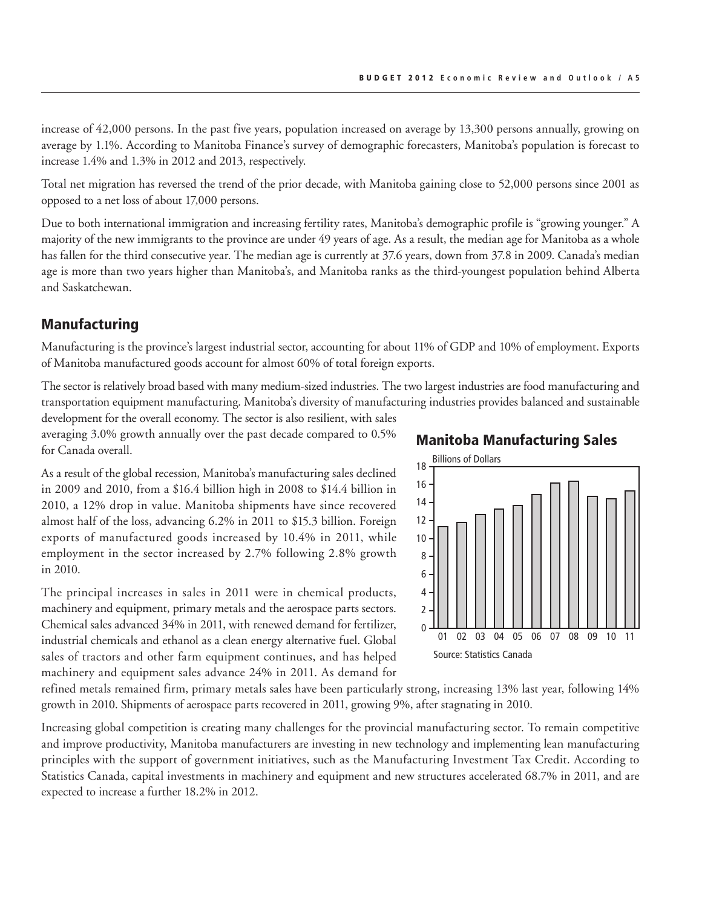increase of 42,000 persons. In the past five years, population increased on average by 13,300 persons annually, growing on average by 1.1%. According to Manitoba Finance's survey of demographic forecasters, Manitoba's population is forecast to increase 1.4% and 1.3% in 2012 and 2013, respectively.

Total net migration has reversed the trend of the prior decade, with Manitoba gaining close to 52,000 persons since 2001 as opposed to a net loss of about 17,000 persons.

Due to both international immigration and increasing fertility rates, Manitoba's demographic profile is "growing younger." A majority of the new immigrants to the province are under 49 years of age. As a result, the median age for Manitoba as a whole has fallen for the third consecutive year. The median age is currently at 37.6 years, down from 37.8 in 2009. Canada's median age is more than two years higher than Manitoba's, and Manitoba ranks as the third-youngest population behind Alberta and Saskatchewan.

## Manufacturing

Manufacturing is the province's largest industrial sector, accounting for about 11% of GDP and 10% of employment. Exports of Manitoba manufactured goods account for almost 60% of total foreign exports.

The sector is relatively broad based with many medium-sized industries. The two largest industries are food manufacturing and transportation equipment manufacturing. Manitoba's diversity of manufacturing industries provides balanced and sustainable development for the overall economy. The sector is also resilient, with sales averaging 3.0% growth annually over the past decade compared to 0.5% for Canada overall.

As a result of the global recession, Manitoba's manufacturing sales declined in 2009 and 2010, from a $16.4 billion high in 2008 to $14.4 billion in 2010, a 12% drop in value. Manitoba shipments have since recovered almost half of the loss, advancing 6.2% in 2011 to $15.3 billion. Foreign exports of manufactured goods increased by 10.4% in 2011, while employment in the sector increased by 2.7% following 2.8% growth in 2010.

### Manitoba Manufacturing Sales

Billions of Dollars

Source: Statistics Canada

The principal increases in sales in 2011 were in chemical products, machinery and equipment, primary metals and the aerospace parts sectors. Chemical sales advanced 34% in 2011, with renewed demand for fertilizer, industrial chemicals and ethanol as a clean energy alternative fuel. Global sales of tractors and other farm equipment continues, and has helped machinery and equipment sales advance 24% in 2011. As demand for refined metals remained firm, primary metals sales have been particularly strong, increasing 13% last year, following 14% growth in 2010. Shipments of aerospace parts recovered in 2011, growing 9%, after stagnating in 2010.

Increasing global competition is creating many challenges for the provincial manufacturing sector. To remain competitive and improve productivity, Manitoba manufacturers are investing in new technology and implementing lean manufacturing principles with the support of government initiatives, such as the Manufacturing Investment Tax Credit. According to Statistics Canada, capital investments in machinery and equipment and new structures accelerated 68.7% in 2011, and are expected to increase a further 18.2% in 2012.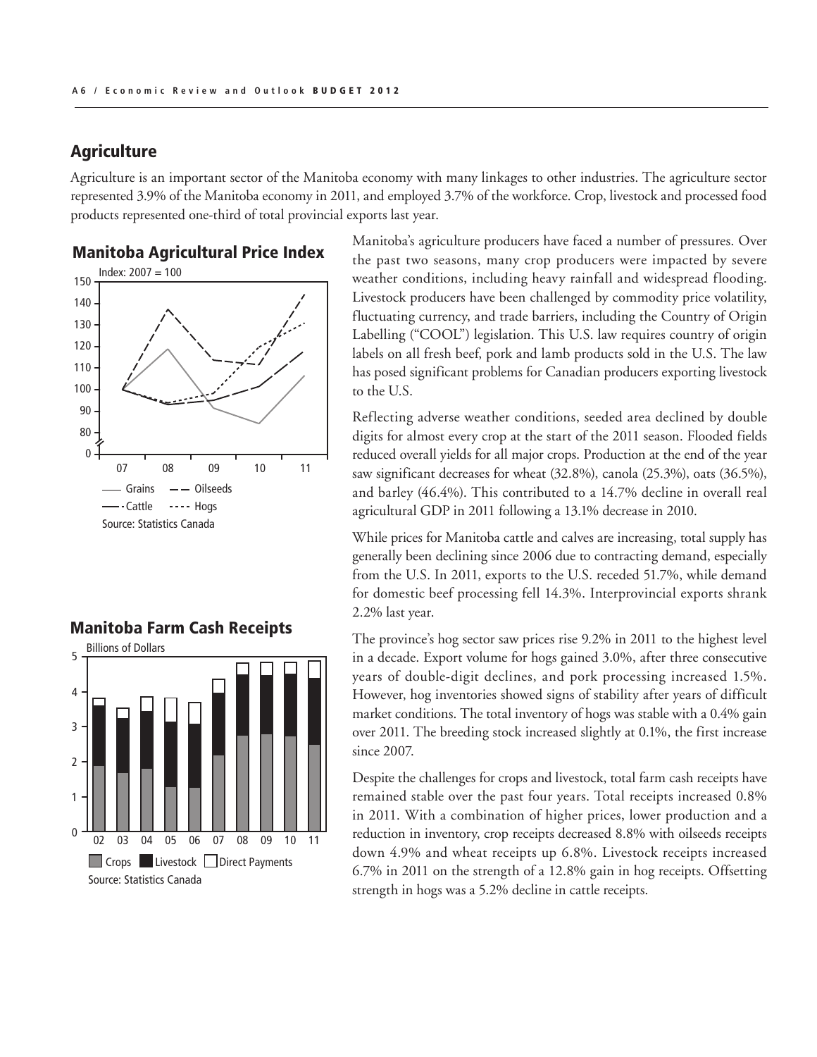## Agriculture

Agriculture is an important sector of the Manitoba economy with many linkages to other industries. The agriculture sector represented 3.9% of the Manitoba economy in 2011, and employed 3.7% of the workforce. Crop, livestock and processed food products represented one-third of total provincial exports last year.

**Manitoba Agricultural Price Index**

Index: 2007 = 100

Grains — Oilseeds — Cattle — Hogs

Source: Statistics Canada

**Manitoba Farm Cash Receipts**

Billions of Dollars

Crops — Livestock — Direct Payments

Source: Statistics Canada

Manitoba's agriculture producers have faced a number of pressures. Over the past two seasons, many crop producers were impacted by severe weather conditions, including heavy rainfall and widespread flooding. Livestock producers have been challenged by commodity price volatility, fluctuating currency, and trade barriers, including the Country of Origin Labelling ("COOL") legislation. This U.S. law requires country of origin labels on all fresh beef, pork and lamb products sold in the U.S. The law has posed significant problems for Canadian producers exporting livestock to the U.S.

Reflecting adverse weather conditions, seeded area declined by double digits for almost every crop at the start of the 2011 season. Flooded fields reduced overall yields for all major crops. Production at the end of the year saw significant decreases for wheat (32.8%), canola (25.3%), oats (36.5%), and barley (46.4%). This contributed to a 14.7% decline in overall real agricultural GDP in 2011 following a 13.1% decrease in 2010.

While prices for Manitoba cattle and calves are increasing, total supply has generally been declining since 2006 due to contracting demand, especially from the U.S. In 2011, exports to the U.S. receded 51.7%, while demand for domestic beef processing fell 14.3%. Interprovincial exports shrank 2.2% last year.

The province's hog sector saw prices rise 9.2% in 2011 to the highest level in a decade. Export volume for hogs gained 3.0%, after three consecutive years of double-digit declines, and pork processing increased 1.5%. However, hog inventories showed signs of stability after years of difficult market conditions. The total inventory of hogs was stable with a 0.4% gain over 2011. The breeding stock increased slightly at 0.1%, the first increase since 2007.

Despite the challenges for crops and livestock, total farm cash receipts have remained stable over the past four years. Total receipts increased 0.8% in 2011. With a combination of higher prices, lower production and a reduction in inventory, crop receipts decreased 8.8% with oilseeds receipts down 4.9% and wheat receipts up 6.8%. Livestock receipts increased 6.7% in 2011 on the strength of a 12.8% gain in hog receipts. Offsetting strength in hogs was a 5.2% decline in cattle receipts.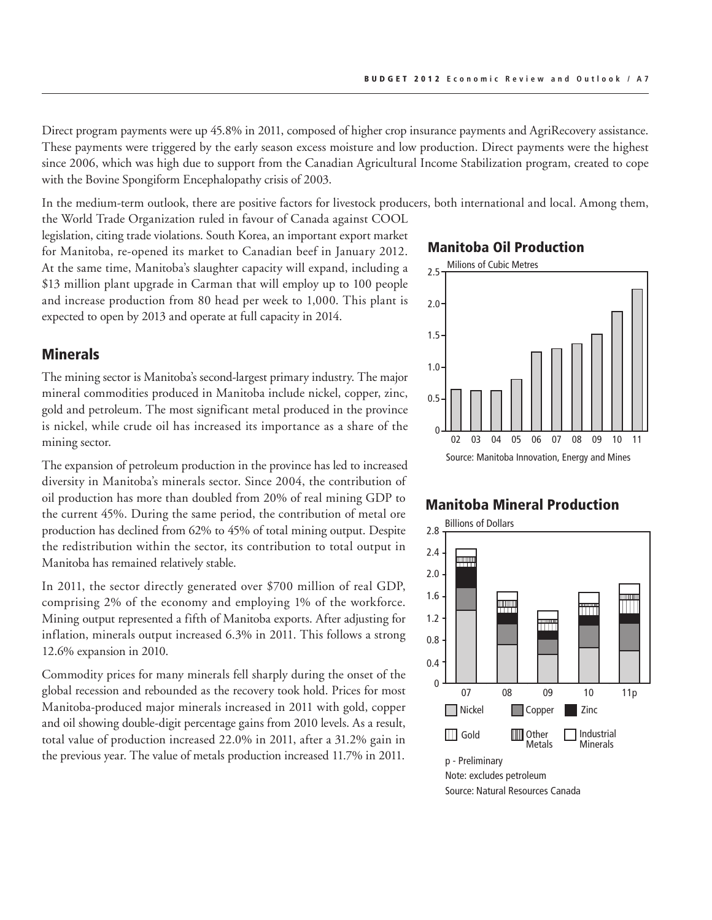Direct program payments were up 45.8% in 2011, composed of higher crop insurance payments and AgriRecovery assistance. These payments were triggered by the early season excess moisture and low production. Direct payments were the highest since 2006, which was high due to support from the Canadian Agricultural Income Stabilization program, created to cope with the Bovine Spongiform Encephalopathy crisis of 2003.

In the medium-term outlook, there are positive factors for livestock producers, both international and local. Among them, the World Trade Organization ruled in favour of Canada against COOL legislation, citing trade violations. South Korea, an important export market for Manitoba, re-opened its market to Canadian beef in January 2012. At the same time, Manitoba's slaughter capacity will expand, including a $13 million plant upgrade in Carman that will employ up to 100 people and increase production from 80 head per week to 1,000. This plant is expected to open by 2013 and operate at full capacity in 2014.

## Minerals

The mining sector is Manitoba's second-largest primary industry. The major mineral commodities produced in Manitoba include nickel, copper, zinc, gold and petroleum. The most significant metal produced in the province is nickel, while crude oil has increased its importance as a share of the mining sector.

The expansion of petroleum production in the province has led to increased diversity in Manitoba's minerals sector. Since 2004, the contribution of oil production has more than doubled from 20% of real mining GDP to the current 45%. During the same period, the contribution of metal ore production has declined from 62% to 45% of total mining output. Despite the redistribution within the sector, its contribution to total output in Manitoba has remained relatively stable.

In 2011, the sector directly generated over $700 million of real GDP, comprising 2% of the economy and employing 1% of the workforce. Mining output represented a fifth of Manitoba exports. After adjusting for inflation, minerals output increased 6.3% in 2011. This follows a strong 12.6% expansion in 2010.

Commodity prices for many minerals fell sharply during the onset of the global recession and rebounded as the recovery took hold. Prices for most Manitoba-produced major minerals increased in 2011 with gold, copper and oil showing double-digit percentage gains from 2010 levels. As a result, total value of production increased 22.0% in 2011, after a 31.2% gain in the previous year. The value of metals production increased 11.7% in 2011.

### Manitoba Oil Production

Milions of Cubic Metres

Source: Manitoba Innovation, Energy and Mines

### Manitoba Mineral Production

Billions of Dollars

Nickel, Copper, Zinc, Gold, Other Metals, Industrial Minerals

p - Preliminary

Note: excludes petroleum

Source: Natural Resources Canada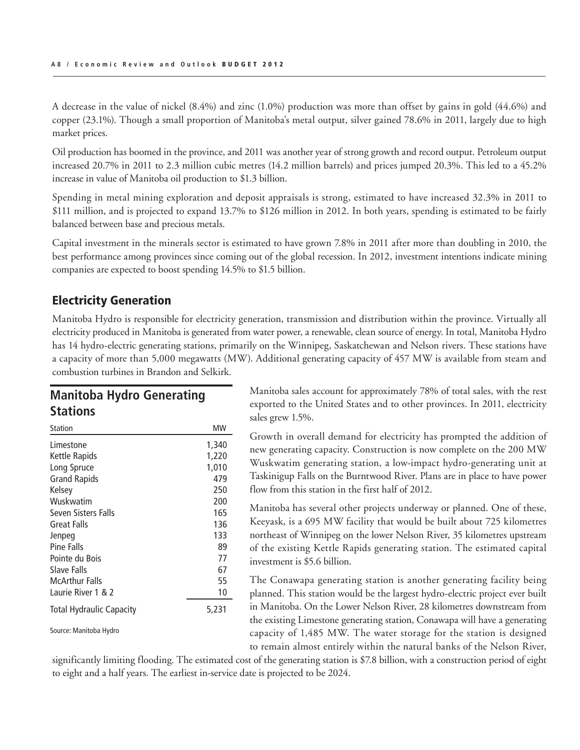A decrease in the value of nickel (8.4%) and zinc (1.0%) production was more than offset by gains in gold (44.6%) and copper (23.1%). Though a small proportion of Manitoba's metal output, silver gained 78.6% in 2011, largely due to high market prices.

Oil production has boomed in the province, and 2011 was another year of strong growth and record output. Petroleum output increased 20.7% in 2011 to 2.3 million cubic metres (14.2 million barrels) and prices jumped 20.3%. This led to a 45.2% increase in value of Manitoba oil production to $1.3 billion.

Spending in metal mining exploration and deposit appraisals is strong, estimated to have increased 32.3% in 2011 to $111 million, and is projected to expand 13.7% to $126 million in 2012. In both years, spending is estimated to be fairly balanced between base and precious metals.

Capital investment in the minerals sector is estimated to have grown 7.8% in 2011 after more than doubling in 2010, the best performance among provinces since coming out of the global recession. In 2012, investment intentions indicate mining companies are expected to boost spending 14.5% to $1.5 billion.

## Electricity Generation

Manitoba Hydro is responsible for electricity generation, transmission and distribution within the province. Virtually all electricity produced in Manitoba is generated from water power, a renewable, clean source of energy. In total, Manitoba Hydro has 14 hydro-electric generating stations, primarily on the Winnipeg, Saskatchewan and Nelson rivers. These stations have a capacity of more than 5,000 megawatts (MW). Additional generating capacity of 457 MW is available from steam and combustion turbines in Brandon and Selkirk.

### Manitoba Hydro Generating Stations

| Station | MW |
|---|---|
| Limestone | 1,340 |
| Kettle Rapids | 1,220 |
| Long Spruce | 1,010 |
| Grand Rapids | 479 |
| Kelsey | 250 |
| Wuskwatim | 200 |
| Seven Sisters Falls | 165 |
| Great Falls | 136 |
| Jenpeg | 133 |
| Pine Falls | 89 |
| Pointe du Bois | 77 |
| Slave Falls | 67 |
| McArthur Falls | 55 |
| Laurie River 1 & 2 | 10 |
| Total Hydraulic Capacity | 5,231 |

Source: Manitoba Hydro

Manitoba sales account for approximately 78% of total sales, with the rest exported to the United States and to other provinces. In 2011, electricity sales grew 1.5%.

Growth in overall demand for electricity has prompted the addition of new generating capacity. Construction is now complete on the 200 MW Wuskwatim generating station, a low-impact hydro-generating unit at Taskinigup Falls on the Burntwood River. Plans are in place to have power flow from this station in the first half of 2012.

Manitoba has several other projects underway or planned. One of these, Keeyask, is a 695 MW facility that would be built about 725 kilometres northeast of Winnipeg on the lower Nelson River, 35 kilometres upstream of the existing Kettle Rapids generating station. The estimated capital investment is $5.6 billion.

The Conawapa generating station is another generating facility being planned. This station would be the largest hydro-electric project ever built in Manitoba. On the Lower Nelson River, 28 kilometres downstream from the existing Limestone generating station, Conawapa will have a generating capacity of 1,485 MW. The water storage for the station is designed to remain almost entirely within the natural banks of the Nelson River, significantly limiting flooding. The estimated cost of the generating station is $7.8 billion, with a construction period of eight to eight and a half years. The earliest in-service date is projected to be 2024.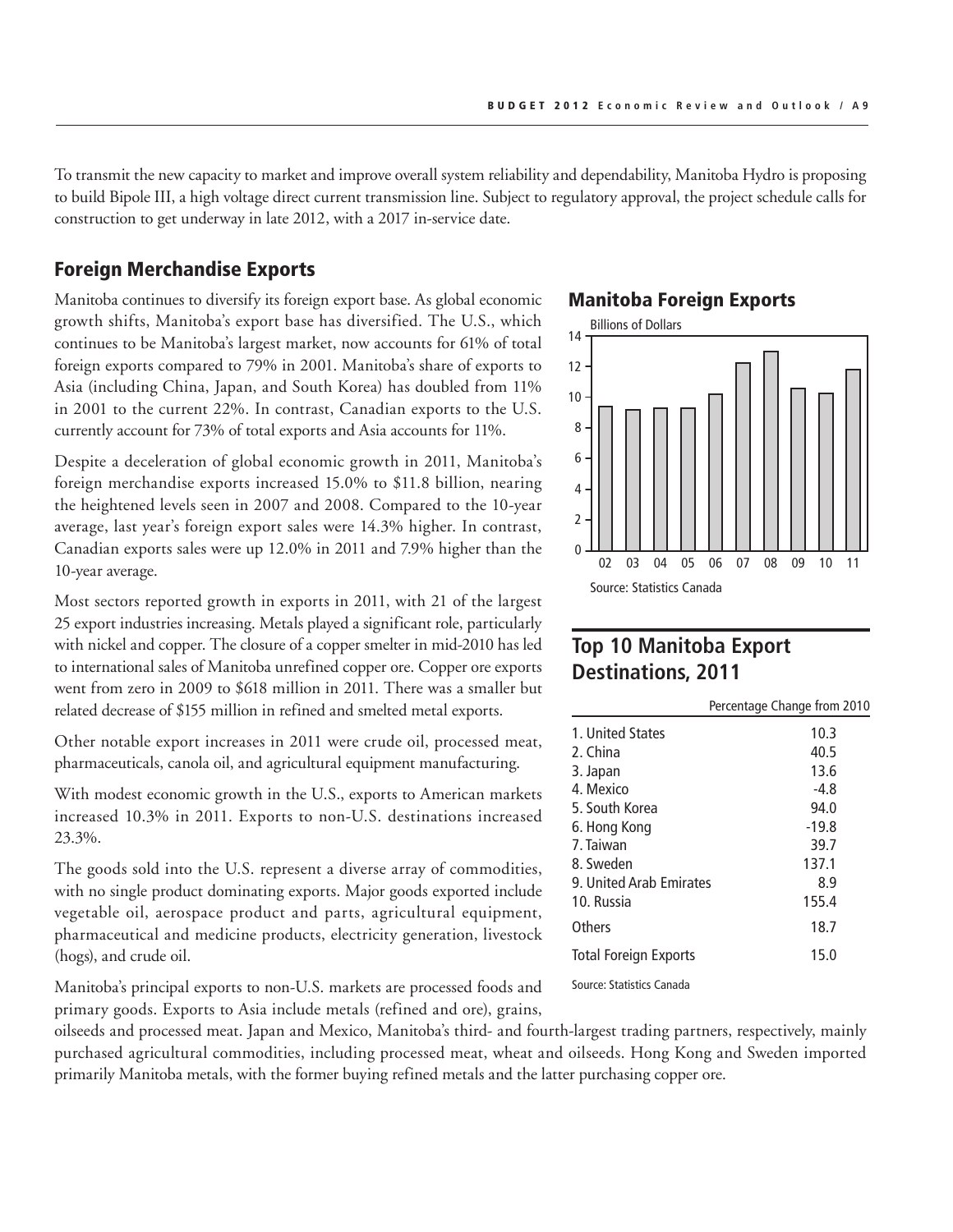To transmit the new capacity to market and improve overall system reliability and dependability, Manitoba Hydro is proposing to build Bipole III, a high voltage direct current transmission line. Subject to regulatory approval, the project schedule calls for construction to get underway in late 2012, with a 2017 in-service date.

## Foreign Merchandise Exports

Manitoba continues to diversify its foreign export base. As global economic growth shifts, Manitoba's export base has diversified. The U.S., which continues to be Manitoba's largest market, now accounts for 61% of total foreign exports compared to 79% in 2001. Manitoba's share of exports to Asia (including China, Japan, and South Korea) has doubled from 11% in 2001 to the current 22%. In contrast, Canadian exports to the U.S. currently account for 73% of total exports and Asia accounts for 11%.

Despite a deceleration of global economic growth in 2011, Manitoba's foreign merchandise exports increased 15.0% to $11.8 billion, nearing the heightened levels seen in 2007 and 2008. Compared to the 10-year average, last year's foreign export sales were 14.3% higher. In contrast, Canadian exports sales were up 12.0% in 2011 and 7.9% higher than the 10-year average.

Most sectors reported growth in exports in 2011, with 21 of the largest 25 export industries increasing. Metals played a significant role, particularly with nickel and copper. The closure of a copper smelter in mid-2010 has led to international sales of Manitoba unrefined copper ore. Copper ore exports went from zero in 2009 to $618 million in 2011. There was a smaller but related decrease of $155 million in refined and smelted metal exports.

Other notable export increases in 2011 were crude oil, processed meat, pharmaceuticals, canola oil, and agricultural equipment manufacturing.

With modest economic growth in the U.S., exports to American markets increased 10.3% in 2011. Exports to non-U.S. destinations increased 23.3%.

The goods sold into the U.S. represent a diverse array of commodities, with no single product dominating exports. Major goods exported include vegetable oil, aerospace product and parts, agricultural equipment, pharmaceutical and medicine products, electricity generation, livestock (hogs), and crude oil.

Manitoba's principal exports to non-U.S. markets are processed foods and primary goods. Exports to Asia include metals (refined and ore), grains, oilseeds and processed meat. Japan and Mexico, Manitoba's third- and fourth-largest trading partners, respectively, mainly purchased agricultural commodities, including processed meat, wheat and oilseeds. Hong Kong and Sweden imported primarily Manitoba metals, with the former buying refined metals and the latter purchasing copper ore.

### Manitoba Foreign Exports

Billions of Dollars

| Year | 02 | 03 | 04 | 05 | 06 | 07 | 08 | 09 | 10 | 11 |
|---|---|---|---|---|---|---|---|---|---|---|

Source: Statistics Canada

### Top 10 Manitoba Export Destinations, 2011

| | Percentage Change from 2010 |
|---|---|
| 1. United States | 10.3 |
| 2. China | 40.5 |
| 3. Japan | 13.6 |
| 4. Mexico | -4.8 |
| 5. South Korea | 94.0 |
| 6. Hong Kong | -19.8 |
| 7. Taiwan | 39.7 |
| 8. Sweden | 137.1 |
| 9. United Arab Emirates | 8.9 |
| 10. Russia | 155.4 |
| Others | 18.7 |
| Total Foreign Exports | 15.0 |

Source: Statistics Canada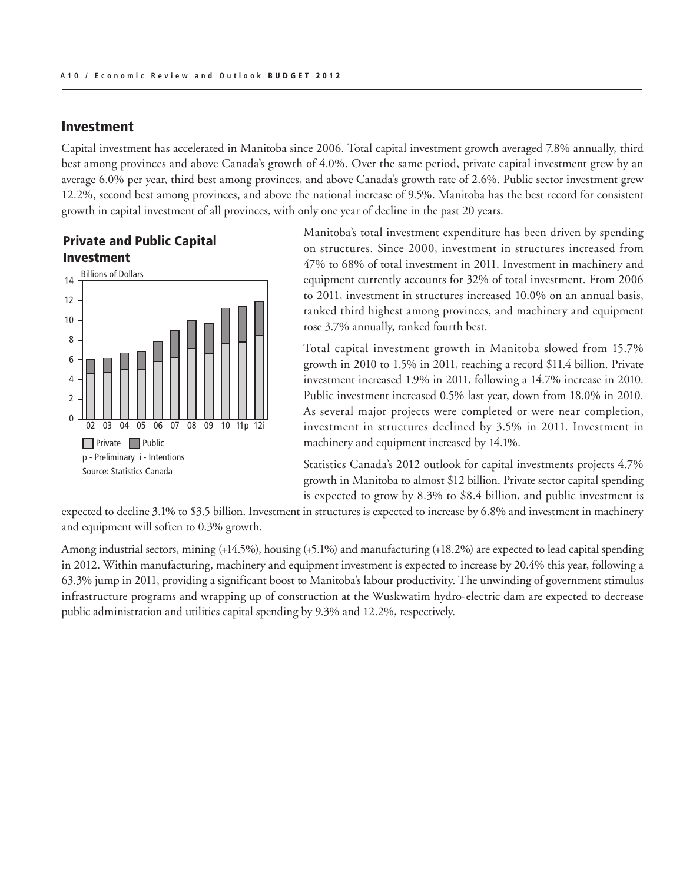## Investment

Capital investment has accelerated in Manitoba since 2006. Total capital investment growth averaged 7.8% annually, third best among provinces and above Canada's growth of 4.0%. Over the same period, private capital investment grew by an average 6.0% per year, third best among provinces, and above Canada's growth rate of 2.6%. Public sector investment grew 12.2%, second best among provinces, and above the national increase of 9.5%. Manitoba has the best record for consistent growth in capital investment of all provinces, with only one year of decline in the past 20 years.

### Private and Public Capital Investment

Billions of Dollars

Private | Public

p - Preliminary i - Intentions

Source: Statistics Canada

Manitoba's total investment expenditure has been driven by spending on structures. Since 2000, investment in structures increased from 47% to 68% of total investment in 2011. Investment in machinery and equipment currently accounts for 32% of total investment. From 2006 to 2011, investment in structures increased 10.0% on an annual basis, ranked third highest among provinces, and machinery and equipment rose 3.7% annually, ranked fourth best.

Total capital investment growth in Manitoba slowed from 15.7% growth in 2010 to 1.5% in 2011, reaching a record $11.4 billion. Private investment increased 1.9% in 2011, following a 14.7% increase in 2010. Public investment increased 0.5% last year, down from 18.0% in 2010. As several major projects were completed or were near completion, investment in structures declined by 3.5% in 2011. Investment in machinery and equipment increased by 14.1%.

Statistics Canada's 2012 outlook for capital investments projects 4.7% growth in Manitoba to almost $12 billion. Private sector capital spending is expected to grow by 8.3% to $8.4 billion, and public investment is expected to decline 3.1% to $3.5 billion. Investment in structures is expected to increase by 6.8% and investment in machinery and equipment will soften to 0.3% growth.

Among industrial sectors, mining (+14.5%), housing (+5.1%) and manufacturing (+18.2%) are expected to lead capital spending in 2012. Within manufacturing, machinery and equipment investment is expected to increase by 20.4% this year, following a 63.3% jump in 2011, providing a significant boost to Manitoba's labour productivity. The unwinding of government stimulus infrastructure programs and wrapping up of construction at the Wuskwatim hydro-electric dam are expected to decrease public administration and utilities capital spending by 9.3% and 12.2%, respectively.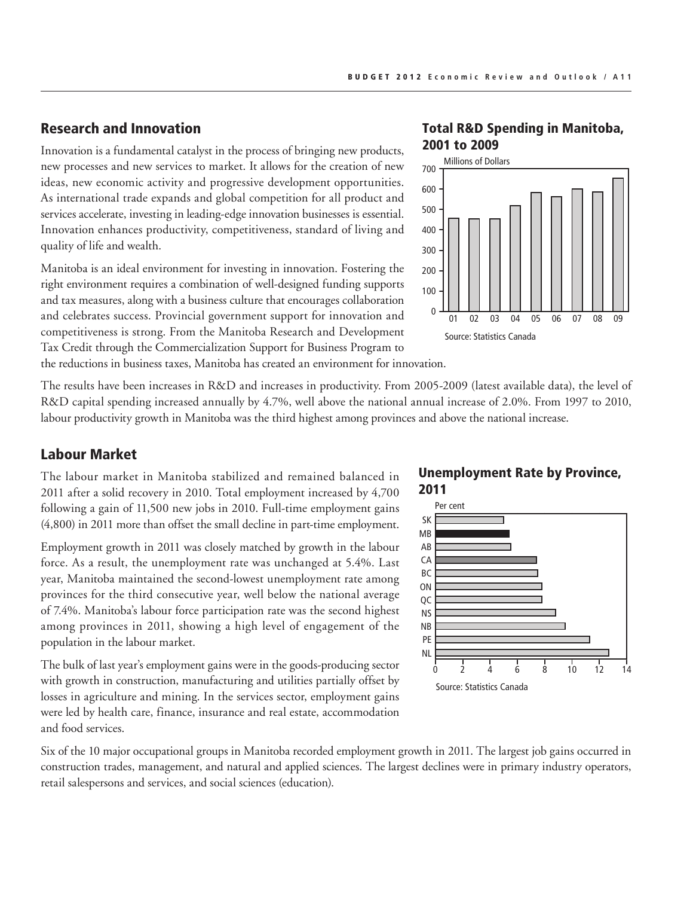## Research and Innovation

Innovation is a fundamental catalyst in the process of bringing new products, new processes and new services to market. It allows for the creation of new ideas, new economic activity and progressive development opportunities. As international trade expands and global competition for all product and services accelerate, investing in leading-edge innovation businesses is essential. Innovation enhances productivity, competitiveness, standard of living and quality of life and wealth.

Manitoba is an ideal environment for investing in innovation. Fostering the right environment requires a combination of well-designed funding supports and tax measures, along with a business culture that encourages collaboration and celebrates success. Provincial government support for innovation and competitiveness is strong. From the Manitoba Research and Development Tax Credit through the Commercialization Support for Business Program to the reductions in business taxes, Manitoba has created an environment for innovation.

### Total R&D Spending in Manitoba, 2001 to 2009

Millions of Dollars

Source: Statistics Canada

The results have been increases in R&D and increases in productivity. From 2005-2009 (latest available data), the level of R&D capital spending increased annually by 4.7%, well above the national annual increase of 2.0%. From 1997 to 2010, labour productivity growth in Manitoba was the third highest among provinces and above the national increase.

## Labour Market

The labour market in Manitoba stabilized and remained balanced in 2011 after a solid recovery in 2010. Total employment increased by 4,700 following a gain of 11,500 new jobs in 2010. Full-time employment gains (4,800) in 2011 more than offset the small decline in part-time employment.

Employment growth in 2011 was closely matched by growth in the labour force. As a result, the unemployment rate was unchanged at 5.4%. Last year, Manitoba maintained the second-lowest unemployment rate among provinces for the third consecutive year, well below the national average of 7.4%. Manitoba's labour force participation rate was the second highest among provinces in 2011, showing a high level of engagement of the population in the labour market.

The bulk of last year's employment gains were in the goods-producing sector with growth in construction, manufacturing and utilities partially offset by losses in agriculture and mining. In the services sector, employment gains were led by health care, finance, insurance and real estate, accommodation and food services.

### Unemployment Rate by Province, 2011

Per cent

Source: Statistics Canada

Six of the 10 major occupational groups in Manitoba recorded employment growth in 2011. The largest job gains occurred in construction trades, management, and natural and applied sciences. The largest declines were in primary industry operators, retail salespersons and services, and social sciences (education).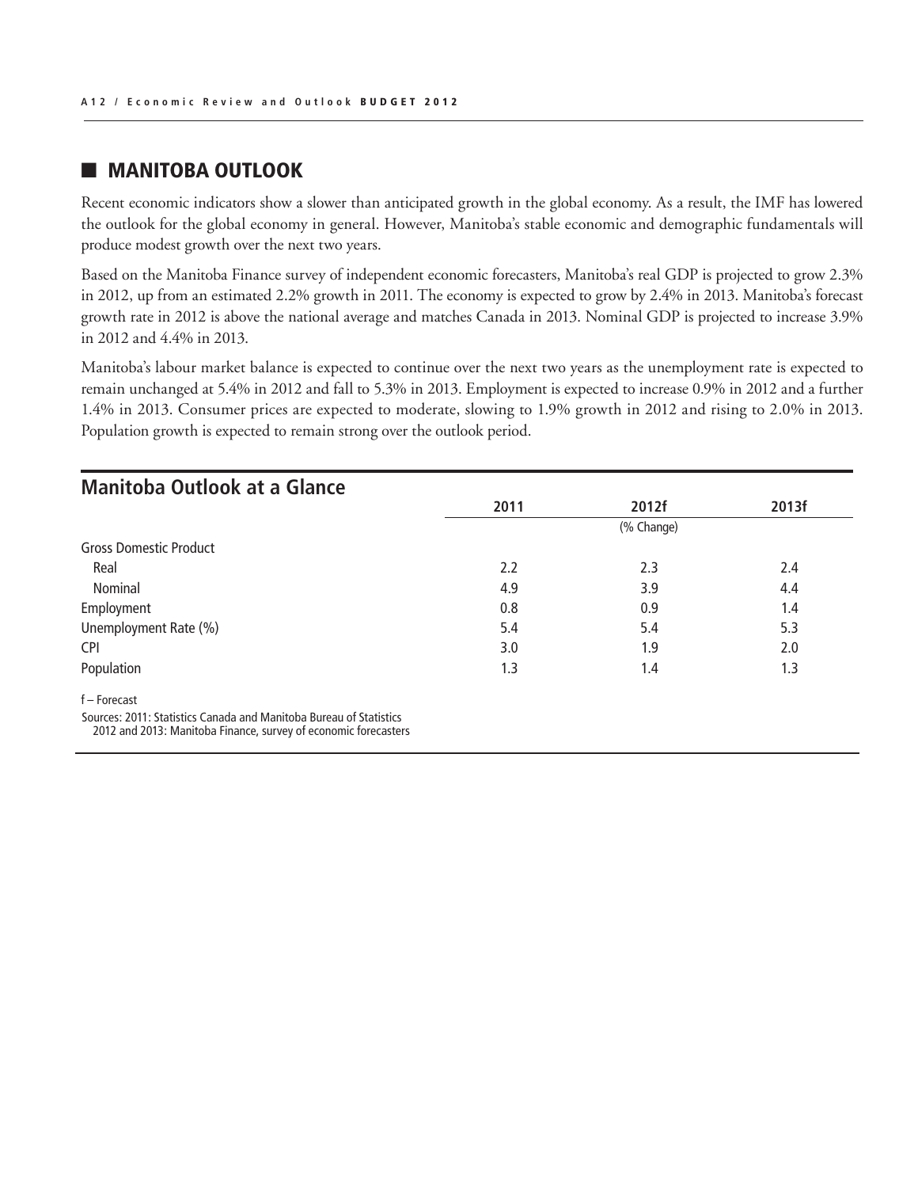## MANITOBA OUTLOOK

Recent economic indicators show a slower than anticipated growth in the global economy. As a result, the IMF has lowered the outlook for the global economy in general. However, Manitoba's stable economic and demographic fundamentals will produce modest growth over the next two years.

Based on the Manitoba Finance survey of independent economic forecasters, Manitoba's real GDP is projected to grow 2.3% in 2012, up from an estimated 2.2% growth in 2011. The economy is expected to grow by 2.4% in 2013. Manitoba's forecast growth rate in 2012 is above the national average and matches Canada in 2013. Nominal GDP is projected to increase 3.9% in 2012 and 4.4% in 2013.

Manitoba's labour market balance is expected to continue over the next two years as the unemployment rate is expected to remain unchanged at 5.4% in 2012 and fall to 5.3% in 2013. Employment is expected to increase 0.9% in 2012 and a further 1.4% in 2013. Consumer prices are expected to moderate, slowing to 1.9% growth in 2012 and rising to 2.0% in 2013. Population growth is expected to remain strong over the outlook period.

### Manitoba Outlook at a Glance

| | 2011 | 2012f | 2013f |
|---|---|---|---|
| | | (% Change) | |
| Gross Domestic Product | | | |
| Real | 2.2 | 2.3 | 2.4 |
| Nominal | 4.9 | 3.9 | 4.4 |
| Employment | 0.8 | 0.9 | 1.4 |
| Unemployment Rate (%) | 5.4 | 5.4 | 5.3 |
| CPI | 3.0 | 1.9 | 2.0 |
| Population | 1.3 | 1.4 | 1.3 |

f – Forecast

Sources: 2011: Statistics Canada and Manitoba Bureau of Statistics
2012 and 2013: Manitoba Finance, survey of economic forecasters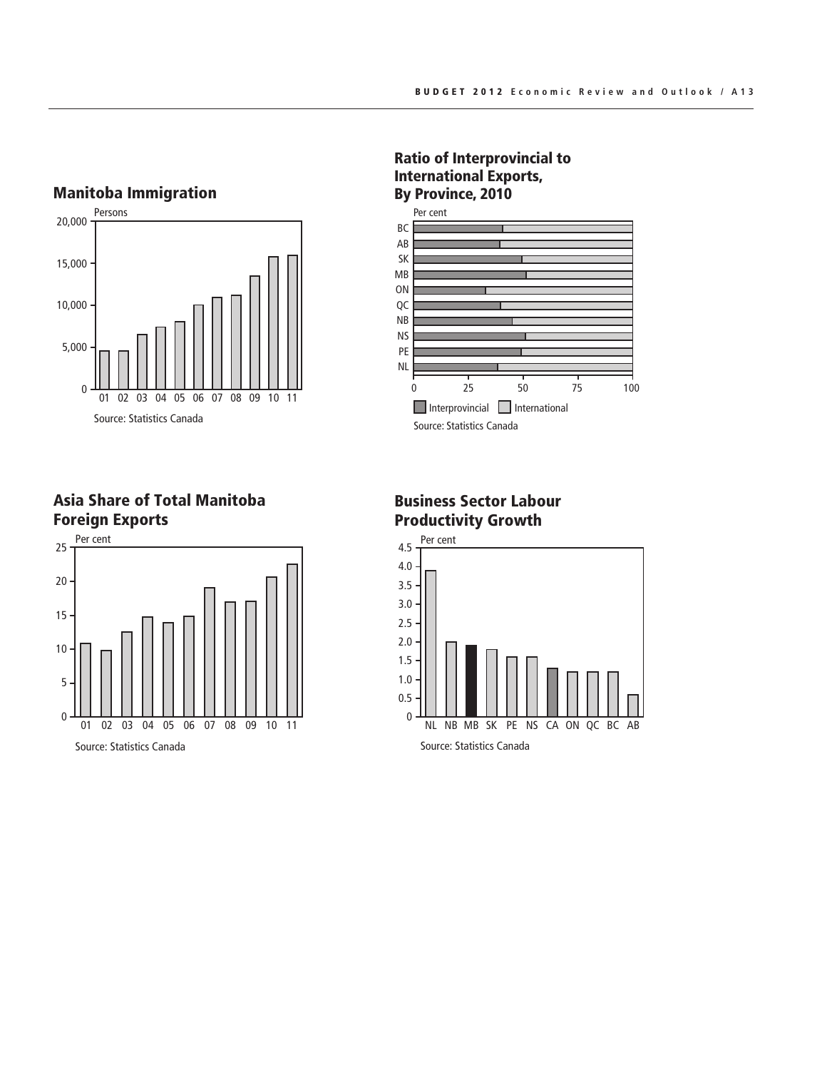## Manitoba Immigration

Persons

Source: Statistics Canada

## Ratio of Interprovincial to International Exports, By Province, 2010

Per cent

Interprovincial International

Source: Statistics Canada

## Asia Share of Total Manitoba Foreign Exports

Per cent

Source: Statistics Canada

## Business Sector Labour Productivity Growth

Per cent

Source: Statistics Canada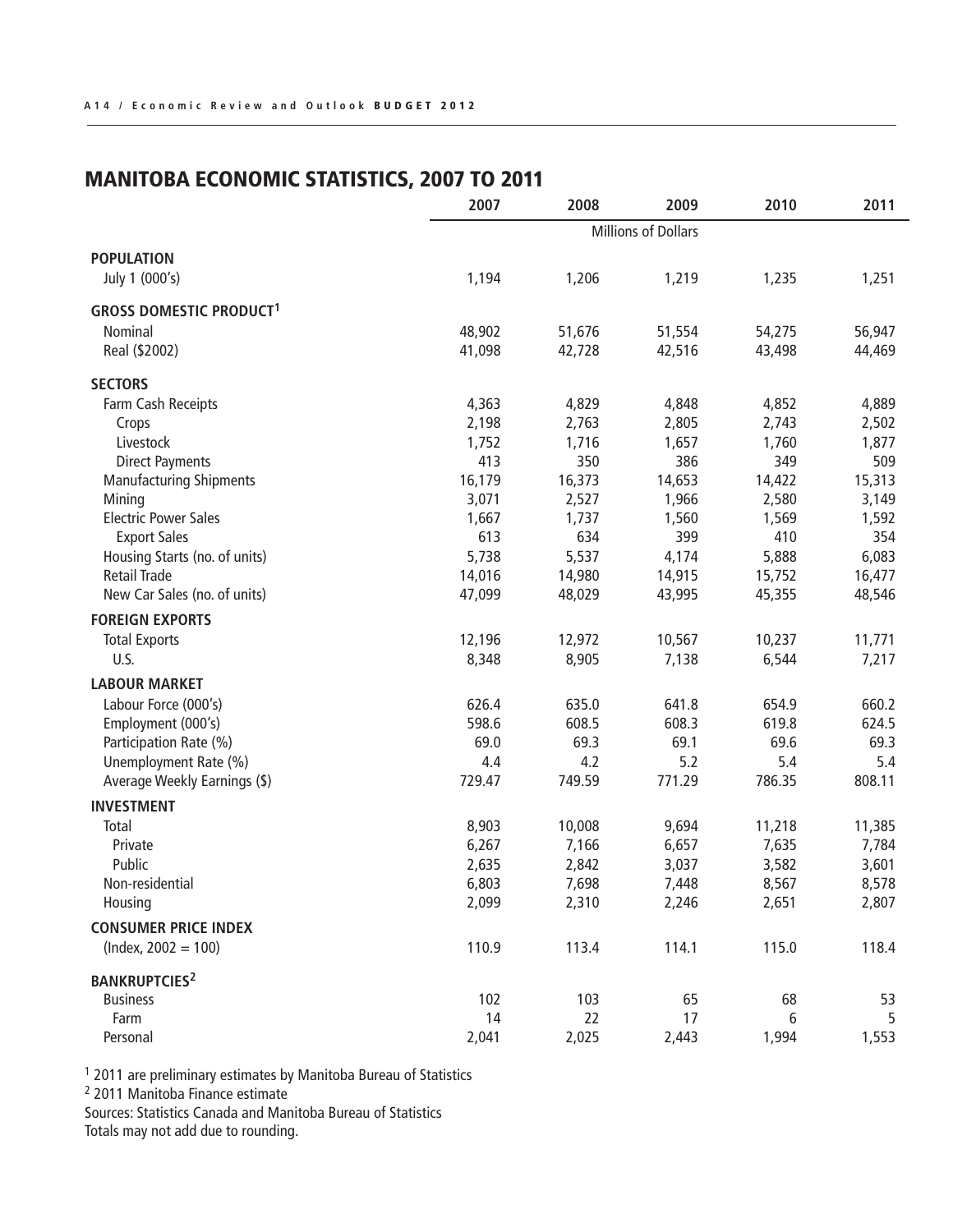## MANITOBA ECONOMIC STATISTICS, 2007 TO 2011

| | 2007 | 2008 | 2009 | 2010 | 2011 |
|---|---|---|---|---|---|
| | | | Millions of Dollars | | |
| **POPULATION** | | | | | |
| July 1 (000's) | 1,194 | 1,206 | 1,219 | 1,235 | 1,251 |
| **GROSS DOMESTIC PRODUCT[1]** | | | | | |
| Nominal | 48,902 | 51,676 | 51,554 | 54,275 | 56,947 |
| Real ($2002) | 41,098 | 42,728 | 42,516 | 43,498 | 44,469 |
| **SECTORS** | | | | | |
| Farm Cash Receipts | 4,363 | 4,829 | 4,848 | 4,852 | 4,889 |
| Crops | 2,198 | 2,763 | 2,805 | 2,743 | 2,502 |
| Livestock | 1,752 | 1,716 | 1,657 | 1,760 | 1,877 |
| Direct Payments | 413 | 350 | 386 | 349 | 509 |
| Manufacturing Shipments | 16,179 | 16,373 | 14,653 | 14,422 | 15,313 |
| Mining | 3,071 | 2,527 | 1,966 | 2,580 | 3,149 |
| Electric Power Sales | 1,667 | 1,737 | 1,560 | 1,569 | 1,592 |
| Export Sales | 613 | 634 | 399 | 410 | 354 |
| Housing Starts (no. of units) | 5,738 | 5,537 | 4,174 | 5,888 | 6,083 |
| Retail Trade | 14,016 | 14,980 | 14,915 | 15,752 | 16,477 |
| New Car Sales (no. of units) | 47,099 | 48,029 | 43,995 | 45,355 | 48,546 |
| **FOREIGN EXPORTS** | | | | | |
| Total Exports | 12,196 | 12,972 | 10,567 | 10,237 | 11,771 |
| U.S. | 8,348 | 8,905 | 7,138 | 6,544 | 7,217 |
| **LABOUR MARKET** | | | | | |
| Labour Force (000's) | 626.4 | 635.0 | 641.8 | 654.9 | 660.2 |
| Employment (000's) | 598.6 | 608.5 | 608.3 | 619.8 | 624.5 |
| Participation Rate (%) | 69.0 | 69.3 | 69.1 | 69.6 | 69.3 |
| Unemployment Rate (%) | 4.4 | 4.2 | 5.2 | 5.4 | 5.4 |
| Average Weekly Earnings ($) | 729.47 | 749.59 | 771.29 | 786.35 | 808.11 |
| **INVESTMENT** | | | | | |
| Total | 8,903 | 10,008 | 9,694 | 11,218 | 11,385 |
| Private | 6,267 | 7,166 | 6,657 | 7,635 | 7,784 |
| Public | 2,635 | 2,842 | 3,037 | 3,582 | 3,601 |
| Non-residential | 6,803 | 7,698 | 7,448 | 8,567 | 8,578 |
| Housing | 2,099 | 2,310 | 2,246 | 2,651 | 2,807 |
| **CONSUMER PRICE INDEX** | | | | | |
| (Index, 2002 = 100) | 110.9 | 113.4 | 114.1 | 115.0 | 118.4 |
| **BANKRUPTCIES[2]** | | | | | |
| Business | 102 | 103 | 65 | 68 | 53 |
| Farm | 14 | 22 | 17 | 6 | 5 |
| Personal | 2,041 | 2,025 | 2,443 | 1,994 | 1,553 |

[1] 2011 are preliminary estimates by Manitoba Bureau of Statistics

[2] 2011 Manitoba Finance estimate

Sources: Statistics Canada and Manitoba Bureau of Statistics

Totals may not add due to rounding.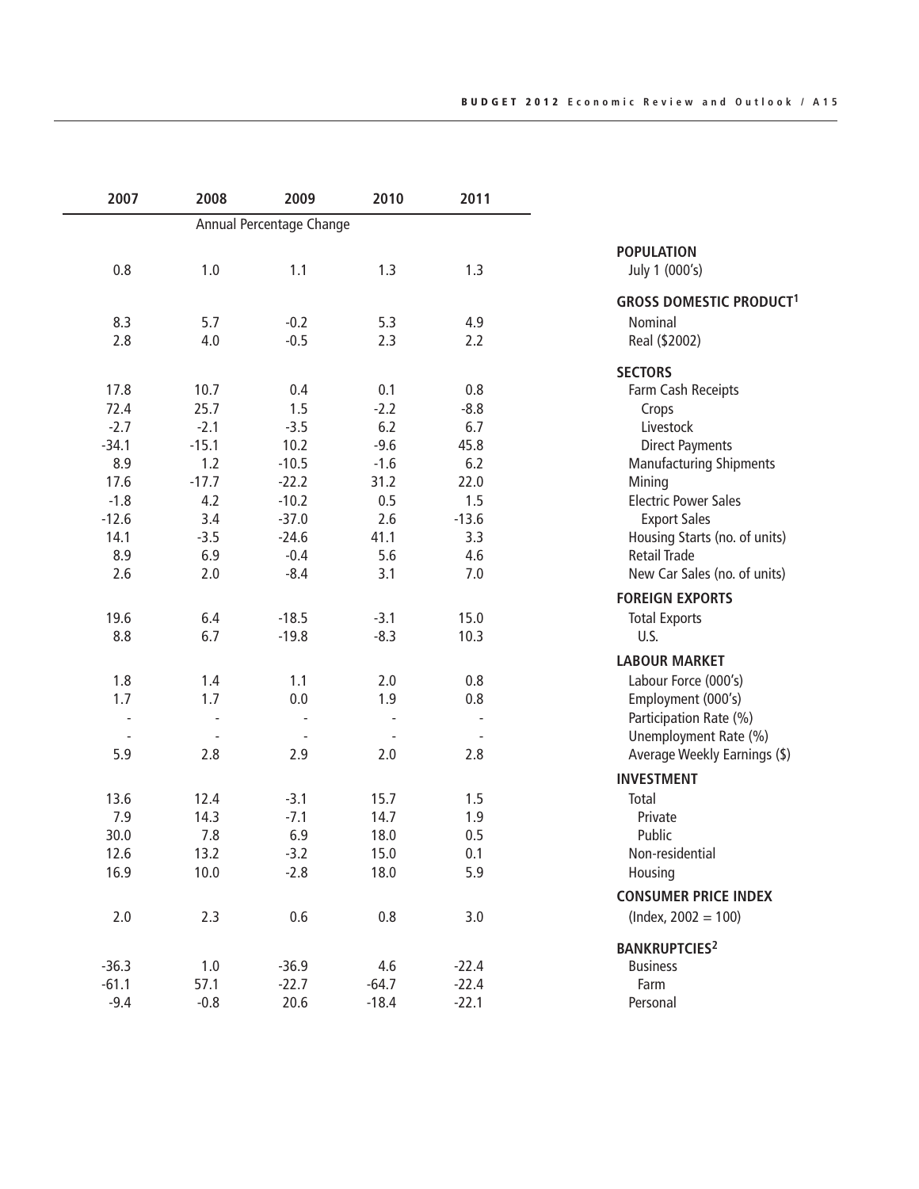| 2007 | 2008 | 2009 | 2010 | 2011 | |
|---|---|---|---|---|---|
| | | Annual Percentage Change | | | |
| | | | | | **POPULATION** |
| 0.8 | 1.0 | 1.1 | 1.3 | 1.3 | July 1 (000's) |
| | | | | | **GROSS DOMESTIC PRODUCT[1]** |
| 8.3 | 5.7 | -0.2 | 5.3 | 4.9 | Nominal |
| 2.8 | 4.0 | -0.5 | 2.3 | 2.2 | Real ($2002) |
| | | | | | **SECTORS** |
| 17.8 | 10.7 | 0.4 | 0.1 | 0.8 | Farm Cash Receipts |
| 72.4 | 25.7 | 1.5 | -2.2 | -8.8 | Crops |
| -2.7 | -2.1 | -3.5 | 6.2 | 6.7 | Livestock |
| -34.1 | -15.1 | 10.2 | -9.6 | 45.8 | Direct Payments |
| 8.9 | 1.2 | -10.5 | -1.6 | 6.2 | Manufacturing Shipments |
| 17.6 | -17.7 | -22.2 | 31.2 | 22.0 | Mining |
| -1.8 | 4.2 | -10.2 | 0.5 | 1.5 | Electric Power Sales |
| -12.6 | 3.4 | -37.0 | 2.6 | -13.6 | Export Sales |
| 14.1 | -3.5 | -24.6 | 41.1 | 3.3 | Housing Starts (no. of units) |
| 8.9 | 6.9 | -0.4 | 5.6 | 4.6 | Retail Trade |
| 2.6 | 2.0 | -8.4 | 3.1 | 7.0 | New Car Sales (no. of units) |
| | | | | | **FOREIGN EXPORTS** |
| 19.6 | 6.4 | -18.5 | -3.1 | 15.0 | Total Exports |
| 8.8 | 6.7 | -19.8 | -8.3 | 10.3 | U.S. |
| | | | | | **LABOUR MARKET** |
| 1.8 | 1.4 | 1.1 | 2.0 | 0.8 | Labour Force (000's) |
| 1.7 | 1.7 | 0.0 | 1.9 | 0.8 | Employment (000's) |
| - | - | - | - | - | Participation Rate (%) |
| - | - | - | - | - | Unemployment Rate (%) |
| 5.9 | 2.8 | 2.9 | 2.0 | 2.8 | Average Weekly Earnings ($) |
| | | | | | **INVESTMENT** |
| 13.6 | 12.4 | -3.1 | 15.7 | 1.5 | Total |
| 7.9 | 14.3 | -7.1 | 14.7 | 1.9 | Private |
| 30.0 | 7.8 | 6.9 | 18.0 | 0.5 | Public |
| 12.6 | 13.2 | -3.2 | 15.0 | 0.1 | Non-residential |
| 16.9 | 10.0 | -2.8 | 18.0 | 5.9 | Housing |
| | | | | | **CONSUMER PRICE INDEX** |
| 2.0 | 2.3 | 0.6 | 0.8 | 3.0 | (Index, 2002 = 100) |
| | | | | | **BANKRUPTCIES[2]** |
| -36.3 | 1.0 | -36.9 | 4.6 | -22.4 | Business |
| -61.1 | 57.1 | -22.7 | -64.7 | -22.4 | Farm |
| -9.4 | -0.8 | 20.6 | -18.4 | -22.1 | Personal |